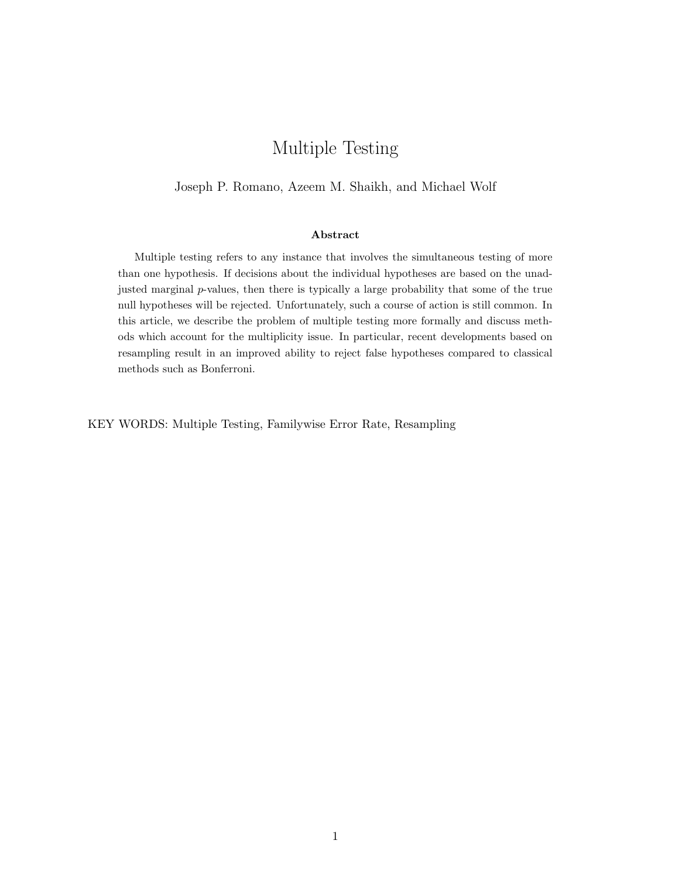# Multiple Testing

Joseph P. Romano, Azeem M. Shaikh, and Michael Wolf

### Abstract

Multiple testing refers to any instance that involves the simultaneous testing of more than one hypothesis. If decisions about the individual hypotheses are based on the unadjusted marginal $p$-values, then there is typically a large probability that some of the true null hypotheses will be rejected. Unfortunately, such a course of action is still common. In this article, we describe the problem of multiple testing more formally and discuss methods which account for the multiplicity issue. In particular, recent developments based on resampling result in an improved ability to reject false hypotheses compared to classical methods such as Bonferroni.

KEY WORDS: Multiple Testing, Familywise Error Rate, Resampling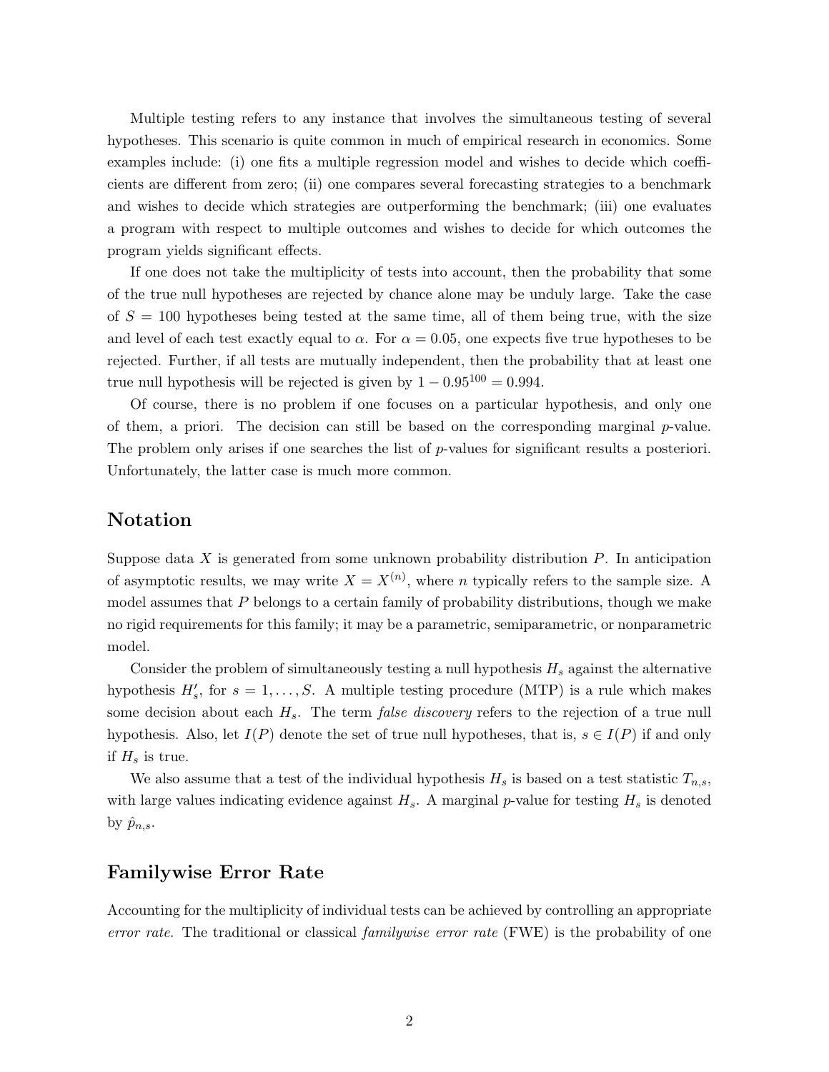Multiple testing refers to any instance that involves the simultaneous testing of several hypotheses. This scenario is quite common in much of empirical research in economics. Some examples include: (i) one fits a multiple regression model and wishes to decide which coefficients are different from zero; (ii) one compares several forecasting strategies to a benchmark and wishes to decide which strategies are outperforming the benchmark; (iii) one evaluates a program with respect to multiple outcomes and wishes to decide for which outcomes the program yields significant effects.

If one does not take the multiplicity of tests into account, then the probability that some of the true null hypotheses are rejected by chance alone may be unduly large. Take the case of $S = 100$ hypotheses being tested at the same time, all of them being true, with the size and level of each test exactly equal to $\alpha$. For $\alpha = 0.05$, one expects five true hypotheses to be rejected. Further, if all tests are mutually independent, then the probability that at least one true null hypothesis will be rejected is given by $1 - 0.95^{100} = 0.994$.

Of course, there is no problem if one focuses on a particular hypothesis, and only one of them, a priori. The decision can still be based on the corresponding marginal $p$-value. The problem only arises if one searches the list of $p$-values for significant results a posteriori. Unfortunately, the latter case is much more common.

## Notation

Suppose data $X$ is generated from some unknown probability distribution $P$. In anticipation of asymptotic results, we may write $X = X^{(n)}$, where $n$ typically refers to the sample size. A model assumes that $P$ belongs to a certain family of probability distributions, though we make no rigid requirements for this family; it may be a parametric, semiparametric, or nonparametric model.

Consider the problem of simultaneously testing a null hypothesis $H_s$ against the alternative hypothesis $H'_s$, for $s = 1, \ldots, S$. A multiple testing procedure (MTP) is a rule which makes some decision about each $H_s$. The term *false discovery* refers to the rejection of a true null hypothesis. Also, let $I(P)$ denote the set of true null hypotheses, that is, $s \in I(P)$ if and only if $H_s$ is true.

We also assume that a test of the individual hypothesis $H_s$ is based on a test statistic $T_{n,s}$, with large values indicating evidence against $H_s$. A marginal $p$-value for testing $H_s$ is denoted by $\hat{p}_{n,s}$.

## Familywise Error Rate

Accounting for the multiplicity of individual tests can be achieved by controlling an appropriate *error rate*. The traditional or classical *familywise error rate* (FWE) is the probability of one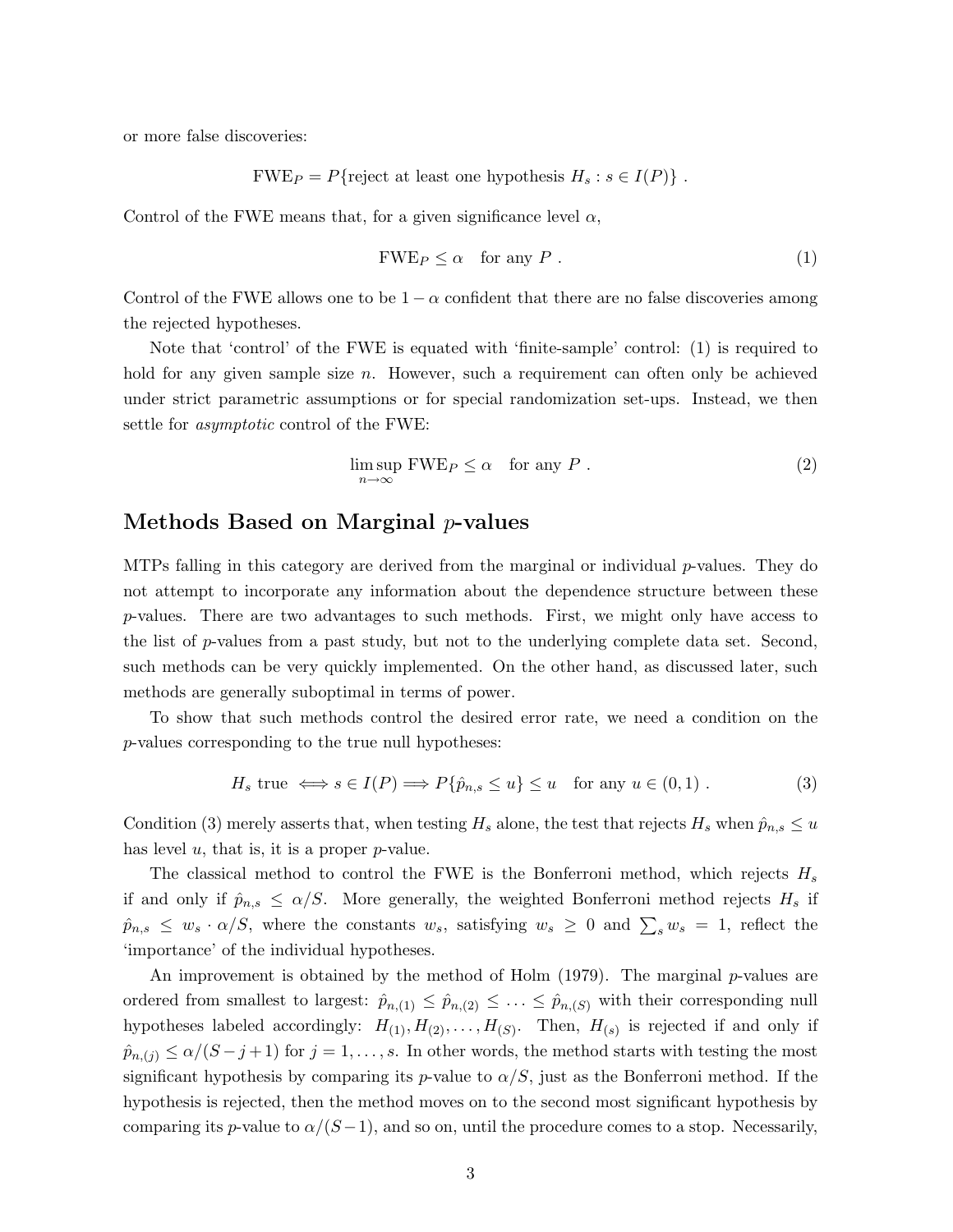or more false discoveries:

$$\text{FWE}_P = P\{\text{reject at least one hypothesis } H_s : s \in I(P)\} .$$

Control of the FWE means that, for a given significance level $\alpha$,

$$\text{FWE}_P \leq \alpha \quad \text{for any } P . \tag{1}$$

Control of the FWE allows one to be $1 - \alpha$ confident that there are no false discoveries among the rejected hypotheses.

Note that 'control' of the FWE is equated with 'finite-sample' control: (1) is required to hold for any given sample size $n$. However, such a requirement can often only be achieved under strict parametric assumptions or for special randomization set-ups. Instead, we then settle for *asymptotic* control of the FWE:

$$\limsup_{n \to \infty} \text{FWE}_P \leq \alpha \quad \text{for any } P . \tag{2}$$

## Methods Based on Marginal $p$-values

MTPs falling in this category are derived from the marginal or individual $p$-values. They do not attempt to incorporate any information about the dependence structure between these $p$-values. There are two advantages to such methods. First, we might only have access to the list of $p$-values from a past study, but not to the underlying complete data set. Second, such methods can be very quickly implemented. On the other hand, as discussed later, such methods are generally suboptimal in terms of power.

To show that such methods control the desired error rate, we need a condition on the $p$-values corresponding to the true null hypotheses:

$$H_s \text{ true } \Longleftrightarrow s \in I(P) \Longrightarrow P\{\hat{p}_{n,s} \leq u\} \leq u \quad \text{for any } u \in (0, 1) . \tag{3}$$

Condition (3) merely asserts that, when testing $H_s$ alone, the test that rejects $H_s$ when $\hat{p}_{n,s} \leq u$ has level $u$, that is, it is a proper $p$-value.

The classical method to control the FWE is the Bonferroni method, which rejects $H_s$ if and only if $\hat{p}_{n,s} \leq \alpha/S$. More generally, the weighted Bonferroni method rejects $H_s$ if $\hat{p}_{n,s} \leq w_s \cdot \alpha/S$, where the constants $w_s$, satisfying $w_s \geq 0$ and $\sum_s w_s = 1$, reflect the 'importance' of the individual hypotheses.

An improvement is obtained by the method of Holm (1979). The marginal $p$-values are ordered from smallest to largest: $\hat{p}_{n,(1)} \leq \hat{p}_{n,(2)} \leq \ldots \leq \hat{p}_{n,(S)}$ with their corresponding null hypotheses labeled accordingly: $H_{(1)}, H_{(2)}, \ldots, H_{(S)}$. Then, $H_{(s)}$ is rejected if and only if $\hat{p}_{n,(j)} \leq \alpha/(S - j + 1)$ for $j = 1, \ldots, s$. In other words, the method starts with testing the most significant hypothesis by comparing its $p$-value to $\alpha/S$, just as the Bonferroni method. If the hypothesis is rejected, then the method moves on to the second most significant hypothesis by comparing its $p$-value to $\alpha/(S-1)$, and so on, until the procedure comes to a stop. Necessarily,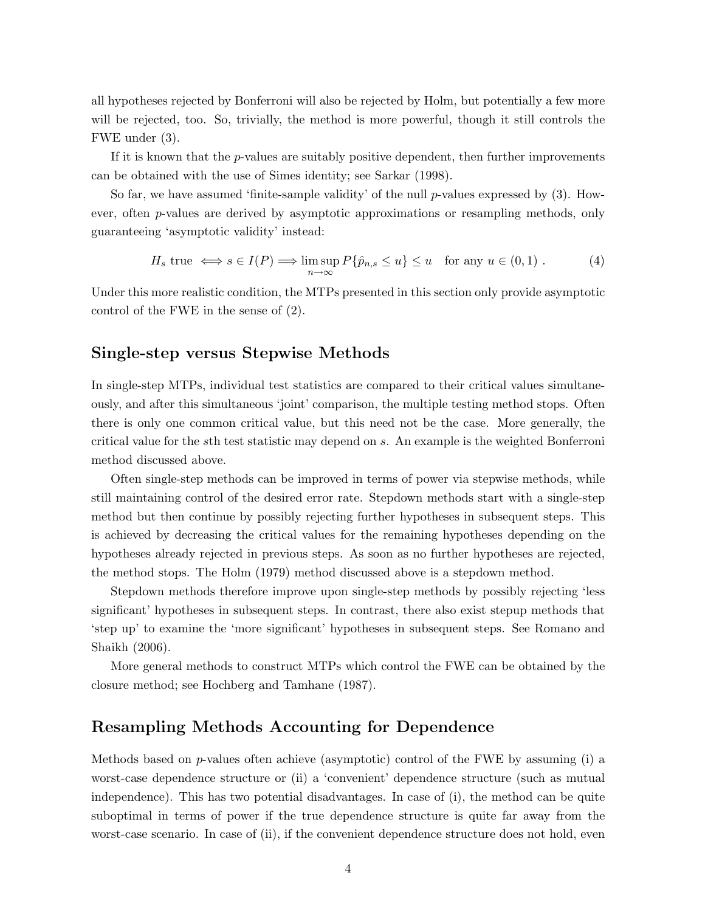all hypotheses rejected by Bonferroni will also be rejected by Holm, but potentially a few more will be rejected, too. So, trivially, the method is more powerful, though it still controls the FWE under (3).

If it is known that the $p$-values are suitably positive dependent, then further improvements can be obtained with the use of Simes identity; see Sarkar (1998).

So far, we have assumed 'finite-sample validity' of the null $p$-values expressed by (3). However, often $p$-values are derived by asymptotic approximations or resampling methods, only guaranteeing 'asymptotic validity' instead:

$$H_s \text{ true } \iff s \in I(P) \Longrightarrow \limsup_{n \to \infty} P\{\hat{p}_{n,s} \leq u\} \leq u \quad \text{for any } u \in (0,1)\ . \tag{4}$$

Under this more realistic condition, the MTPs presented in this section only provide asymptotic control of the FWE in the sense of (2).

## Single-step versus Stepwise Methods

In single-step MTPs, individual test statistics are compared to their critical values simultaneously, and after this simultaneous 'joint' comparison, the multiple testing method stops. Often there is only one common critical value, but this need not be the case. More generally, the critical value for the $s$th test statistic may depend on $s$. An example is the weighted Bonferroni method discussed above.

Often single-step methods can be improved in terms of power via stepwise methods, while still maintaining control of the desired error rate. Stepdown methods start with a single-step method but then continue by possibly rejecting further hypotheses in subsequent steps. This is achieved by decreasing the critical values for the remaining hypotheses depending on the hypotheses already rejected in previous steps. As soon as no further hypotheses are rejected, the method stops. The Holm (1979) method discussed above is a stepdown method.

Stepdown methods therefore improve upon single-step methods by possibly rejecting 'less significant' hypotheses in subsequent steps. In contrast, there also exist stepup methods that 'step up' to examine the 'more significant' hypotheses in subsequent steps. See Romano and Shaikh (2006).

More general methods to construct MTPs which control the FWE can be obtained by the closure method; see Hochberg and Tamhane (1987).

## Resampling Methods Accounting for Dependence

Methods based on $p$-values often achieve (asymptotic) control of the FWE by assuming (i) a worst-case dependence structure or (ii) a 'convenient' dependence structure (such as mutual independence). This has two potential disadvantages. In case of (i), the method can be quite suboptimal in terms of power if the true dependence structure is quite far away from the worst-case scenario. In case of (ii), if the convenient dependence structure does not hold, even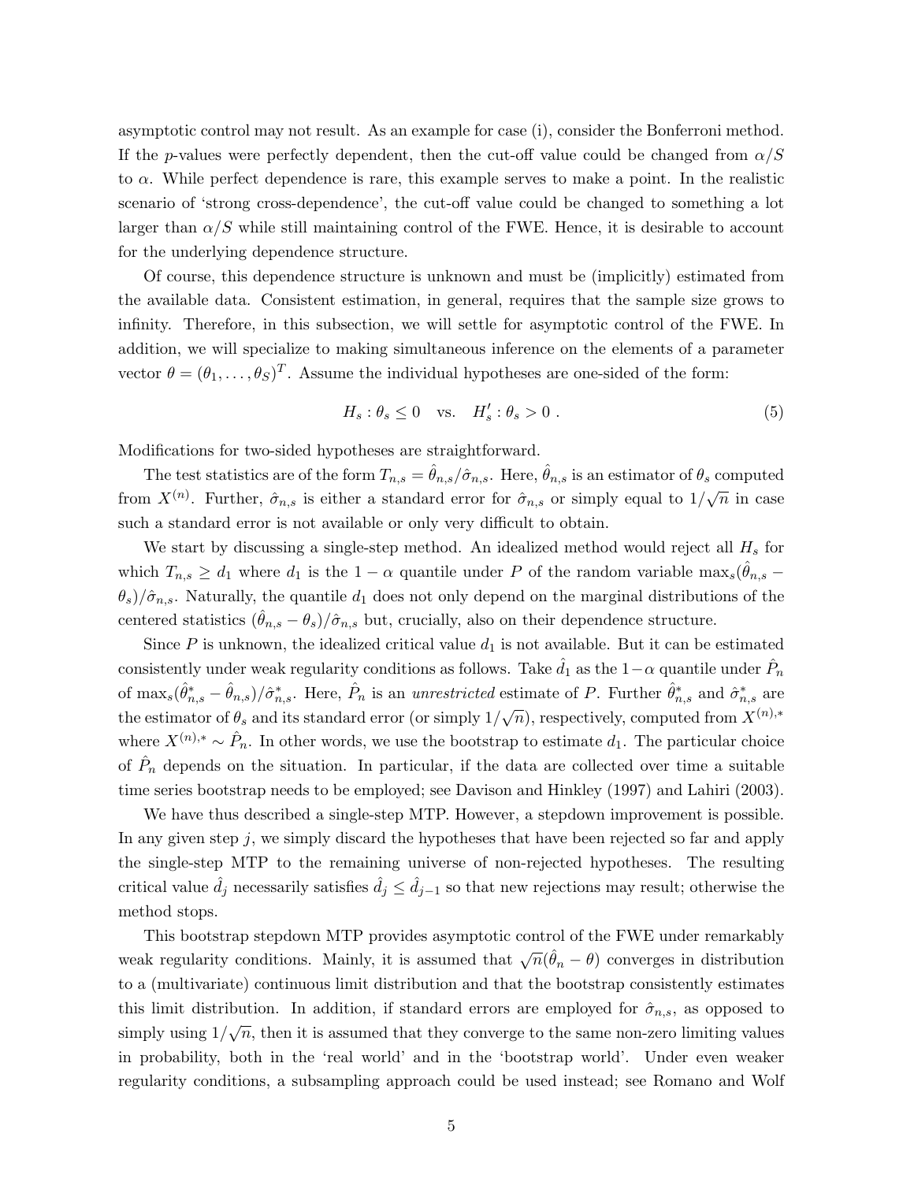asymptotic control may not result. As an example for case (i), consider the Bonferroni method. If the $p$-values were perfectly dependent, then the cut-off value could be changed from $\alpha/S$ to $\alpha$. While perfect dependence is rare, this example serves to make a point. In the realistic scenario of 'strong cross-dependence', the cut-off value could be changed to something a lot larger than $\alpha/S$ while still maintaining control of the FWE. Hence, it is desirable to account for the underlying dependence structure.

Of course, this dependence structure is unknown and must be (implicitly) estimated from the available data. Consistent estimation, in general, requires that the sample size grows to infinity. Therefore, in this subsection, we will settle for asymptotic control of the FWE. In addition, we will specialize to making simultaneous inference on the elements of a parameter vector $\theta = (\theta_1, \ldots, \theta_S)^T$. Assume the individual hypotheses are one-sided of the form:

$$H_s : \theta_s \leq 0 \quad \text{vs.} \quad H_s' : \theta_s > 0 \ . \tag{5}$$

Modifications for two-sided hypotheses are straightforward.

The test statistics are of the form $T_{n,s} = \hat{\theta}_{n,s}/\hat{\sigma}_{n,s}$. Here, $\hat{\theta}_{n,s}$ is an estimator of $\theta_s$ computed from $X^{(n)}$. Further, $\hat{\sigma}_{n,s}$ is either a standard error for $\hat{\sigma}_{n,s}$ or simply equal to $1/\sqrt{n}$ in case such a standard error is not available or only very difficult to obtain.

We start by discussing a single-step method. An idealized method would reject all $H_s$ for which $T_{n,s} \geq d_1$ where $d_1$ is the $1-\alpha$ quantile under $P$ of the random variable $\max_s(\hat{\theta}_{n,s} - \theta_s)/\hat{\sigma}_{n,s}$. Naturally, the quantile $d_1$ does not only depend on the marginal distributions of the centered statistics $(\hat{\theta}_{n,s} - \theta_s)/\hat{\sigma}_{n,s}$ but, crucially, also on their dependence structure.

Since $P$ is unknown, the idealized critical value $d_1$ is not available. But it can be estimated consistently under weak regularity conditions as follows. Take $\hat{d}_1$ as the $1-\alpha$ quantile under $\hat{P}_n$ of $\max_s(\hat{\theta}^*_{n,s} - \hat{\theta}_{n,s})/\hat{\sigma}^*_{n,s}$. Here, $\hat{P}_n$ is an *unrestricted* estimate of $P$. Further $\hat{\theta}^*_{n,s}$ and $\hat{\sigma}^*_{n,s}$ are the estimator of $\theta_s$ and its standard error (or simply $1/\sqrt{n}$), respectively, computed from $X^{(n),*}$ where $X^{(n),*} \sim \hat{P}_n$. In other words, we use the bootstrap to estimate $d_1$. The particular choice of $\hat{P}_n$ depends on the situation. In particular, if the data are collected over time a suitable time series bootstrap needs to be employed; see Davison and Hinkley (1997) and Lahiri (2003).

We have thus described a single-step MTP. However, a stepdown improvement is possible. In any given step $j$, we simply discard the hypotheses that have been rejected so far and apply the single-step MTP to the remaining universe of non-rejected hypotheses. The resulting critical value $\hat{d}_j$ necessarily satisfies $\hat{d}_j \leq \hat{d}_{j-1}$ so that new rejections may result; otherwise the method stops.

This bootstrap stepdown MTP provides asymptotic control of the FWE under remarkably weak regularity conditions. Mainly, it is assumed that $\sqrt{n}(\hat{\theta}_n - \theta)$ converges in distribution to a (multivariate) continuous limit distribution and that the bootstrap consistently estimates this limit distribution. In addition, if standard errors are employed for $\hat{\sigma}_{n,s}$, as opposed to simply using $1/\sqrt{n}$, then it is assumed that they converge to the same non-zero limiting values in probability, both in the 'real world' and in the 'bootstrap world'. Under even weaker regularity conditions, a subsampling approach could be used instead; see Romano and Wolf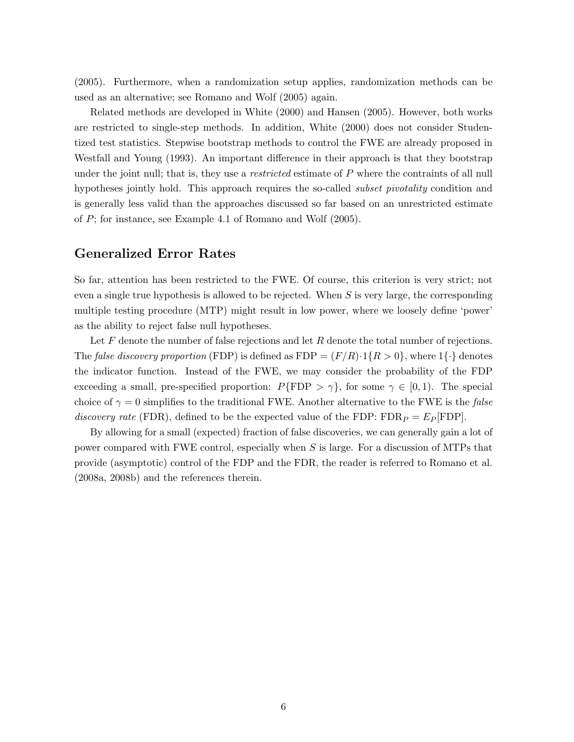(2005). Furthermore, when a randomization setup applies, randomization methods can be used as an alternative; see Romano and Wolf (2005) again.

Related methods are developed in White (2000) and Hansen (2005). However, both works are restricted to single-step methods. In addition, White (2000) does not consider Studentized test statistics. Stepwise bootstrap methods to control the FWE are already proposed in Westfall and Young (1993). An important difference in their approach is that they bootstrap under the joint null; that is, they use a *restricted* estimate of $P$ where the contraints of all null hypotheses jointly hold. This approach requires the so-called *subset pivotality* condition and is generally less valid than the approaches discussed so far based on an unrestricted estimate of $P$; for instance, see Example 4.1 of Romano and Wolf (2005).

## Generalized Error Rates

So far, attention has been restricted to the FWE. Of course, this criterion is very strict; not even a single true hypothesis is allowed to be rejected. When $S$ is very large, the corresponding multiple testing procedure (MTP) might result in low power, where we loosely define 'power' as the ability to reject false null hypotheses.

Let $F$ denote the number of false rejections and let $R$ denote the total number of rejections. The *false discovery proportion* (FDP) is defined as $\text{FDP} = (F/R) \cdot 1\{R > 0\}$, where $1\{\cdot\}$ denotes the indicator function. Instead of the FWE, we may consider the probability of the FDP exceeding a small, pre-specified proportion: $P\{\text{FDP} > \gamma\}$, for some $\gamma \in [0, 1)$. The special choice of $\gamma = 0$ simplifies to the traditional FWE. Another alternative to the FWE is the *false discovery rate* (FDR), defined to be the expected value of the FDP: $\text{FDR}_P = E_P[\text{FDP}]$.

By allowing for a small (expected) fraction of false discoveries, we can generally gain a lot of power compared with FWE control, especially when $S$ is large. For a discussion of MTPs that provide (asymptotic) control of the FDP and the FDR, the reader is referred to Romano et al. (2008a, 2008b) and the references therein.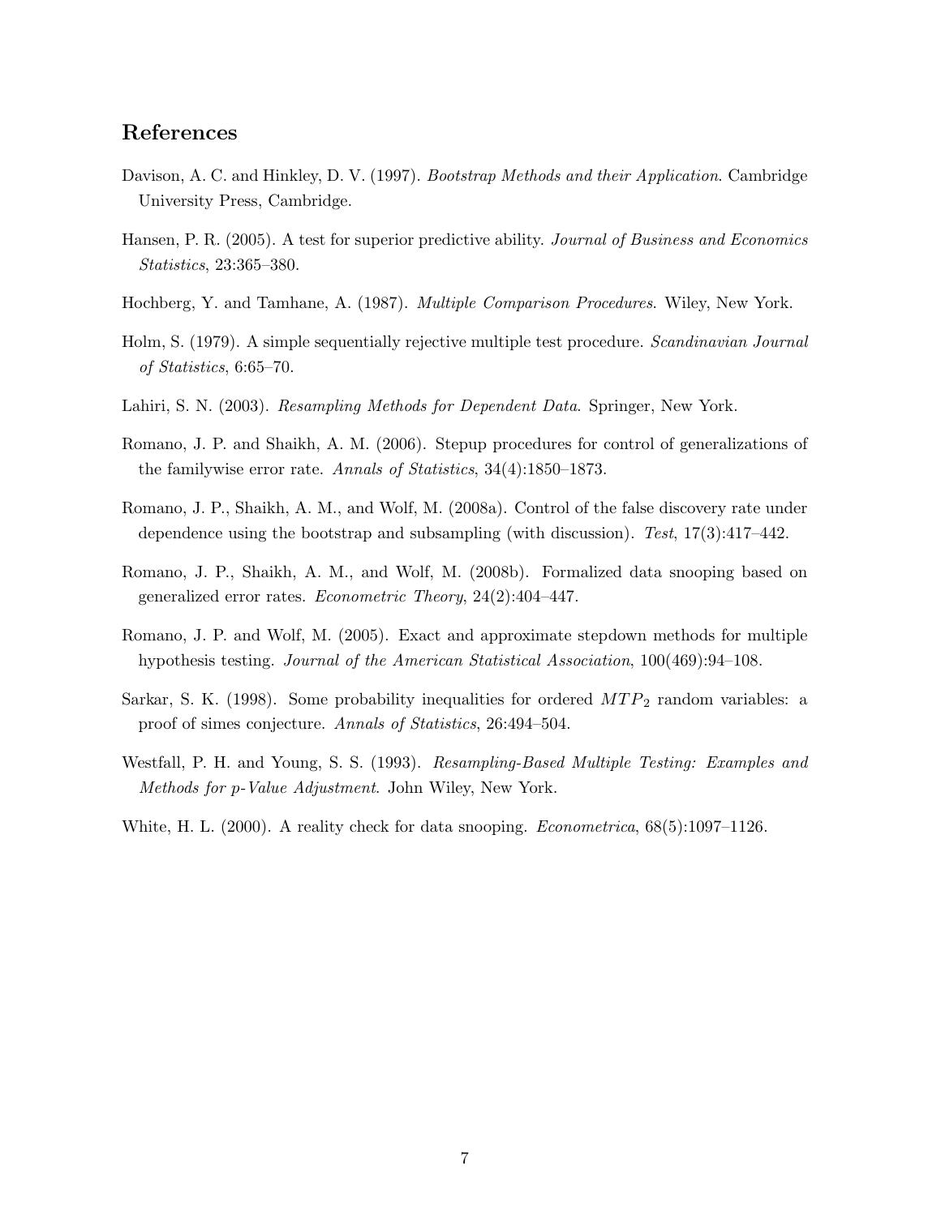## References

Davison, A. C. and Hinkley, D. V. (1997). *Bootstrap Methods and their Application*. Cambridge University Press, Cambridge.

Hansen, P. R. (2005). A test for superior predictive ability. *Journal of Business and Economics Statistics*, 23:365–380.

Hochberg, Y. and Tamhane, A. (1987). *Multiple Comparison Procedures*. Wiley, New York.

Holm, S. (1979). A simple sequentially rejective multiple test procedure. *Scandinavian Journal of Statistics*, 6:65–70.

Lahiri, S. N. (2003). *Resampling Methods for Dependent Data*. Springer, New York.

Romano, J. P. and Shaikh, A. M. (2006). Stepup procedures for control of generalizations of the familywise error rate. *Annals of Statistics*, 34(4):1850–1873.

Romano, J. P., Shaikh, A. M., and Wolf, M. (2008a). Control of the false discovery rate under dependence using the bootstrap and subsampling (with discussion). *Test*, 17(3):417–442.

Romano, J. P., Shaikh, A. M., and Wolf, M. (2008b). Formalized data snooping based on generalized error rates. *Econometric Theory*, 24(2):404–447.

Romano, J. P. and Wolf, M. (2005). Exact and approximate stepdown methods for multiple hypothesis testing. *Journal of the American Statistical Association*, 100(469):94–108.

Sarkar, S. K. (1998). Some probability inequalities for ordered $MTP_2$ random variables: a proof of simes conjecture. *Annals of Statistics*, 26:494–504.

Westfall, P. H. and Young, S. S. (1993). *Resampling-Based Multiple Testing: Examples and Methods for p-Value Adjustment*. John Wiley, New York.

White, H. L. (2000). A reality check for data snooping. *Econometrica*, 68(5):1097–1126.